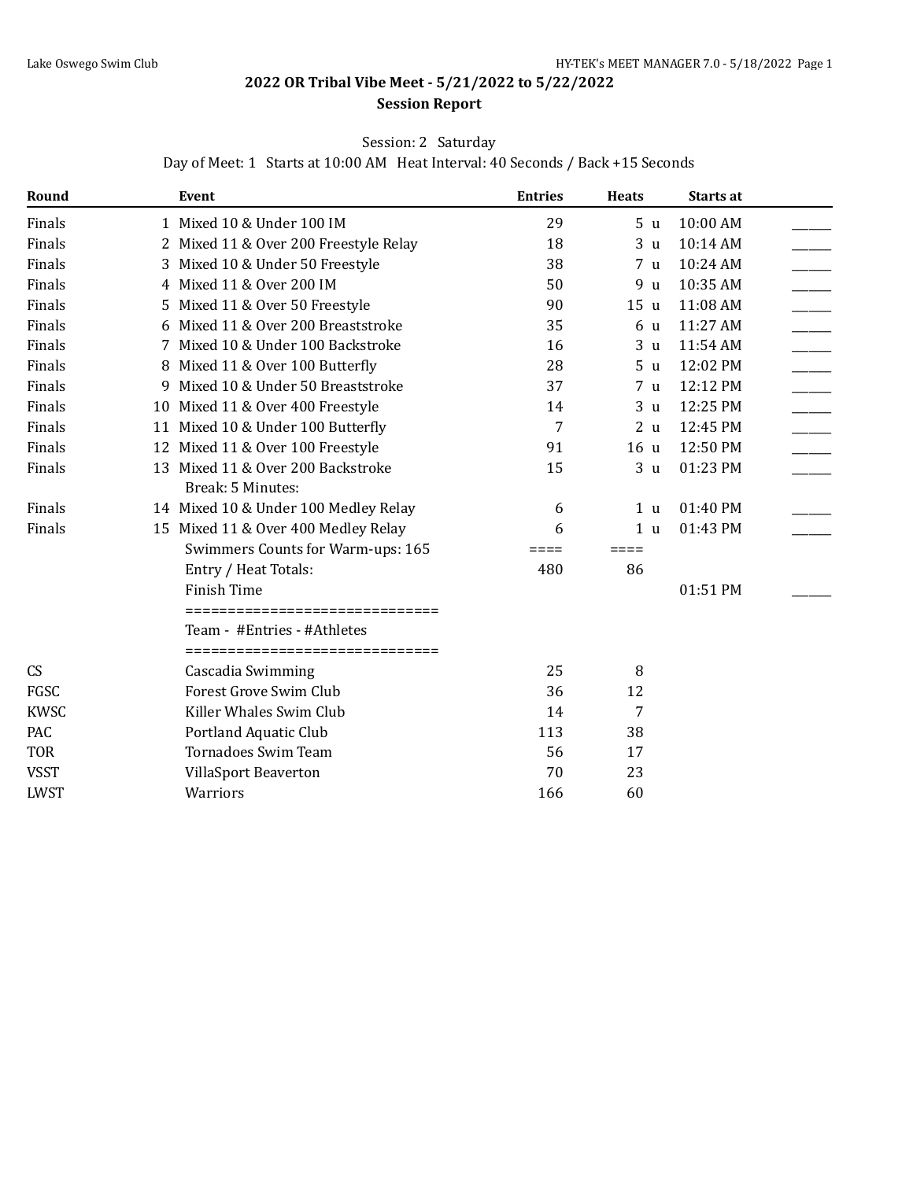# 2022 OR Tribal Vibe Meet - 5/21/2022 to 5/22/2022

## Session Report

Session: 2 Saturday

Day of Meet: 1 Starts at 10:00 AM Heat Interval: 40 Seconds / Back +15 Seconds

| Round | | Event | Entries | Heats | | Starts at | |
|---|---|---|---|---|---|---|---|
| Finals | 1 | Mixed 10 & Under 100 IM | 29 | 5 | u | 10:00 AM | ______ |
| Finals | 2 | Mixed 11 & Over 200 Freestyle Relay | 18 | 3 | u | 10:14 AM | ______ |
| Finals | 3 | Mixed 10 & Under 50 Freestyle | 38 | 7 | u | 10:24 AM | ______ |
| Finals | 4 | Mixed 11 & Over 200 IM | 50 | 9 | u | 10:35 AM | ______ |
| Finals | 5 | Mixed 11 & Over 50 Freestyle | 90 | 15 | u | 11:08 AM | ______ |
| Finals | 6 | Mixed 11 & Over 200 Breaststroke | 35 | 6 | u | 11:27 AM | ______ |
| Finals | 7 | Mixed 10 & Under 100 Backstroke | 16 | 3 | u | 11:54 AM | ______ |
| Finals | 8 | Mixed 11 & Over 100 Butterfly | 28 | 5 | u | 12:02 PM | ______ |
| Finals | 9 | Mixed 10 & Under 50 Breaststroke | 37 | 7 | u | 12:12 PM | ______ |
| Finals | 10 | Mixed 11 & Over 400 Freestyle | 14 | 3 | u | 12:25 PM | ______ |
| Finals | 11 | Mixed 10 & Under 100 Butterfly | 7 | 2 | u | 12:45 PM | ______ |
| Finals | 12 | Mixed 11 & Over 100 Freestyle | 91 | 16 | u | 12:50 PM | ______ |
| Finals | 13 | Mixed 11 & Over 200 Backstroke | 15 | 3 | u | 01:23 PM | ______ |
| | | Break: 5 Minutes: | | | | | |
| Finals | 14 | Mixed 10 & Under 100 Medley Relay | 6 | 1 | u | 01:40 PM | ______ |
| Finals | 15 | Mixed 11 & Over 400 Medley Relay | 6 | 1 | u | 01:43 PM | ______ |
| | | Swimmers Counts for Warm-ups: 165 | ==== | ==== | | | |
| | | Entry / Heat Totals: | 480 | 86 | | | |
| | | Finish Time | | | | 01:51 PM | ______ |

| | Team - #Entries - #Athletes | | |
|---|---|---|---|
| CS | Cascadia Swimming | 25 | 8 |
| FGSC | Forest Grove Swim Club | 36 | 12 |
| KWSC | Killer Whales Swim Club | 14 | 7 |
| PAC | Portland Aquatic Club | 113 | 38 |
| TOR | Tornadoes Swim Team | 56 | 17 |
| VSST | VillaSport Beaverton | 70 | 23 |
| LWST | Warriors | 166 | 60 |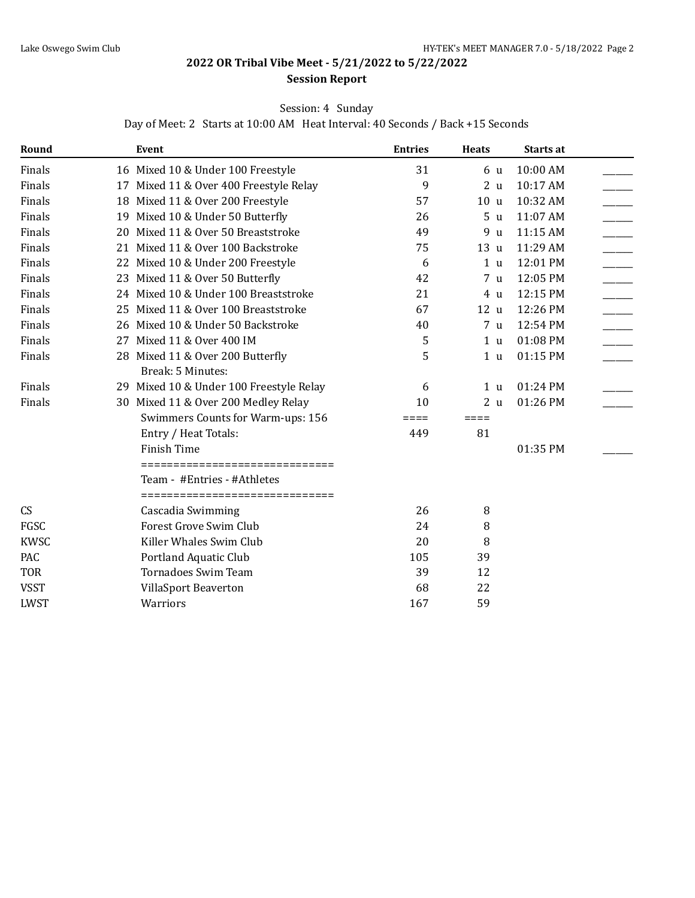## 2022 OR Tribal Vibe Meet - 5/21/2022 to 5/22/2022

### Session Report

Session: 4 Sunday

Day of Meet: 2 Starts at 10:00 AM Heat Interval: 40 Seconds / Back +15 Seconds

| Round | | Event | Entries | Heats | | Starts at | |
|---|---|---|---|---|---|---|---|
| Finals | 16 | Mixed 10 & Under 100 Freestyle | 31 | 6 | u | 10:00 AM | ______ |
| Finals | 17 | Mixed 11 & Over 400 Freestyle Relay | 9 | 2 | u | 10:17 AM | ______ |
| Finals | 18 | Mixed 11 & Over 200 Freestyle | 57 | 10 | u | 10:32 AM | ______ |
| Finals | 19 | Mixed 10 & Under 50 Butterfly | 26 | 5 | u | 11:07 AM | ______ |
| Finals | 20 | Mixed 11 & Over 50 Breaststroke | 49 | 9 | u | 11:15 AM | ______ |
| Finals | 21 | Mixed 11 & Over 100 Backstroke | 75 | 13 | u | 11:29 AM | ______ |
| Finals | 22 | Mixed 10 & Under 200 Freestyle | 6 | 1 | u | 12:01 PM | ______ |
| Finals | 23 | Mixed 11 & Over 50 Butterfly | 42 | 7 | u | 12:05 PM | ______ |
| Finals | 24 | Mixed 10 & Under 100 Breaststroke | 21 | 4 | u | 12:15 PM | ______ |
| Finals | 25 | Mixed 11 & Over 100 Breaststroke | 67 | 12 | u | 12:26 PM | ______ |
| Finals | 26 | Mixed 10 & Under 50 Backstroke | 40 | 7 | u | 12:54 PM | ______ |
| Finals | 27 | Mixed 11 & Over 400 IM | 5 | 1 | u | 01:08 PM | ______ |
| Finals | 28 | Mixed 11 & Over 200 Butterfly | 5 | 1 | u | 01:15 PM | ______ |
| | | Break: 5 Minutes: | | | | | |
| Finals | 29 | Mixed 10 & Under 100 Freestyle Relay | 6 | 1 | u | 01:24 PM | ______ |
| Finals | 30 | Mixed 11 & Over 200 Medley Relay | 10 | 2 | u | 01:26 PM | ______ |
| | | Swimmers Counts for Warm-ups: 156 | ==== | ==== | | | |
| | | Entry / Heat Totals: | 449 | 81 | | | |
| | | Finish Time | | | | 01:35 PM | ______ |

=============================

Team - #Entries - #Athletes

=============================

| | Team | #Entries | #Athletes |
|---|---|---|---|
| CS | Cascadia Swimming | 26 | 8 |
| FGSC | Forest Grove Swim Club | 24 | 8 |
| KWSC | Killer Whales Swim Club | 20 | 8 |
| PAC | Portland Aquatic Club | 105 | 39 |
| TOR | Tornadoes Swim Team | 39 | 12 |
| VSST | VillaSport Beaverton | 68 | 22 |
| LWST | Warriors | 167 | 59 |